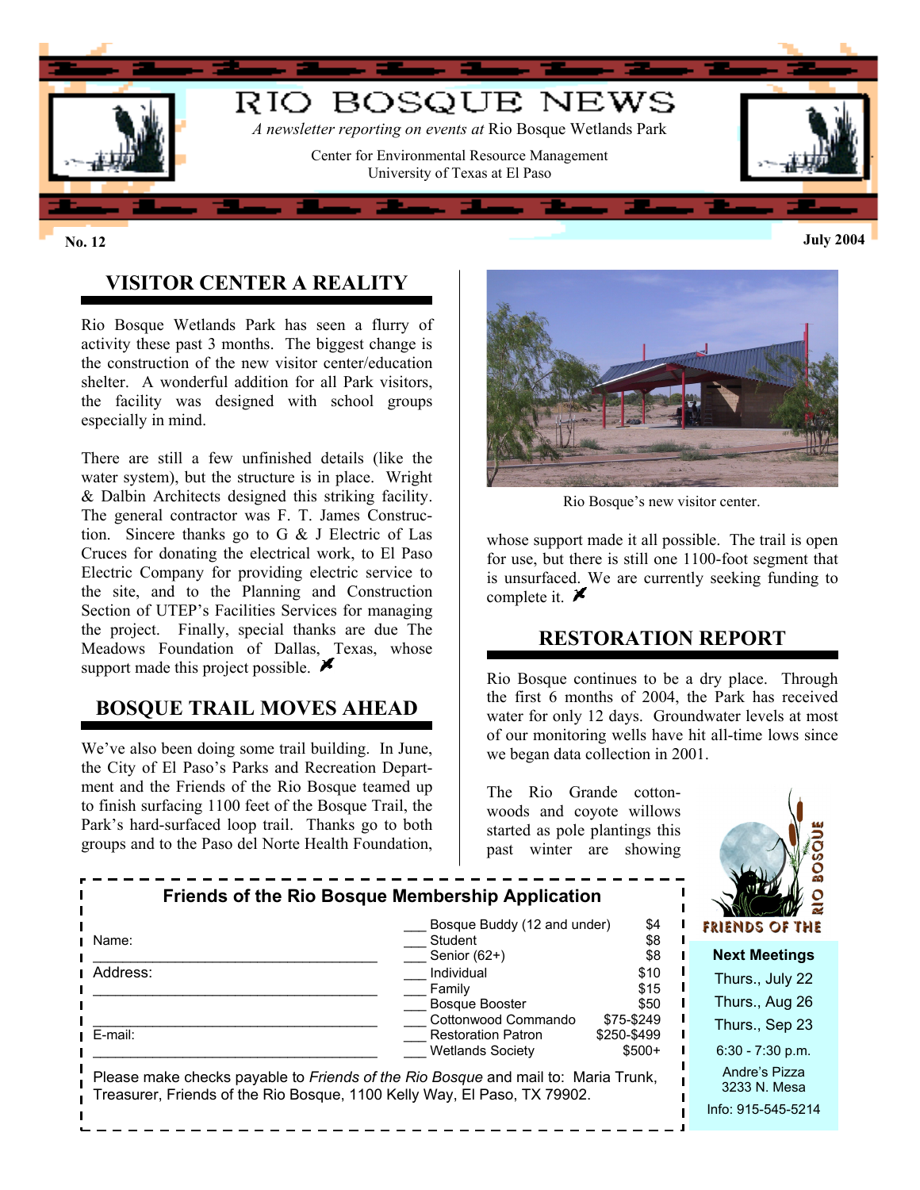# RIO BOSQUE NEWS

*A newsletter reporting on events at* Rio Bosque Wetlands Park

Center for Environmental Resource Management
University of Texas at El Paso

**No. 12** **July 2004**

## VISITOR CENTER A REALITY

Rio Bosque Wetlands Park has seen a flurry of activity these past 3 months. The biggest change is the construction of the new visitor center/education shelter. A wonderful addition for all Park visitors, the facility was designed with school groups especially in mind.

There are still a few unfinished details (like the water system), but the structure is in place. Wright & Dalbin Architects designed this striking facility. The general contractor was F. T. James Construction. Sincere thanks go to G & J Electric of Las Cruces for donating the electrical work, to El Paso Electric Company for providing electric service to the site, and to the Planning and Construction Section of UTEP's Facilities Services for managing the project. Finally, special thanks are due The Meadows Foundation of Dallas, Texas, whose support made this project possible.

## BOSQUE TRAIL MOVES AHEAD

We've also been doing some trail building. In June, the City of El Paso's Parks and Recreation Department and the Friends of the Rio Bosque teamed up to finish surfacing 1100 feet of the Bosque Trail, the Park's hard-surfaced loop trail. Thanks go to both groups and to the Paso del Norte Health Foundation, whose support made it all possible. The trail is open for use, but there is still one 1100-foot segment that is unsurfaced. We are currently seeking funding to complete it.

Rio Bosque's new visitor center.

## RESTORATION REPORT

Rio Bosque continues to be a dry place. Through the first 6 months of 2004, the Park has received water for only 12 days. Groundwater levels at most of our monitoring wells have hit all-time lows since we began data collection in 2001.

The Rio Grande cottonwoods and coyote willows started as pole plantings this past winter are showing

### Friends of the Rio Bosque Membership Application

Name: ______________________________

Address: ______________________________

______________________________

E-mail: ______________________________

| | Membership | Dues |
|---|---|---|
| ___ | Bosque Buddy (12 and under) | $4 |
| ___ | Student | $8 |
| ___ | Senior (62+) | $8 |
| ___ | Individual | $10 |
| ___ | Family | $15 |
| ___ | Bosque Booster | $50 |
| ___ | Cottonwood Commando | $75-$249 |
| ___ | Restoration Patron | $250-$499 |
| ___ | Wetlands Society | $500+ |

Please make checks payable to *Friends of the Rio Bosque* and mail to: Maria Trunk, Treasurer, Friends of the Rio Bosque, 1100 Kelly Way, El Paso, TX 79902.

FRIENDS OF THE RIO BOSQUE

**Next Meetings**

Thurs., July 22
Thurs., Aug 26
Thurs., Sep 23

6:30 - 7:30 p.m.

Andre's Pizza
3233 N. Mesa

Info: 915-545-5214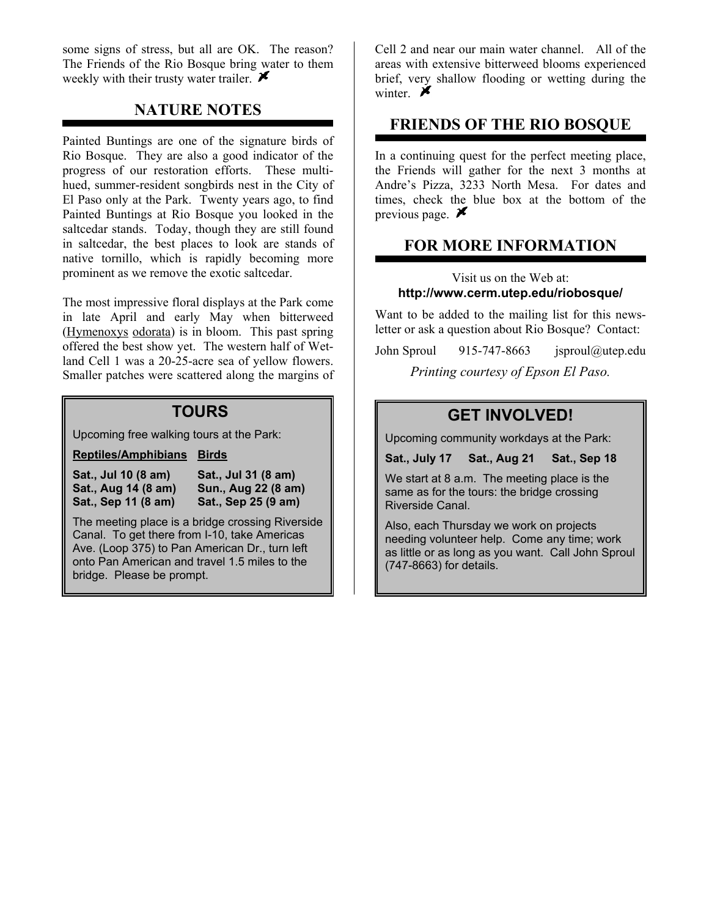some signs of stress, but all are OK. The reason? The Friends of the Rio Bosque bring water to them weekly with their trusty water trailer.

## NATURE NOTES

Painted Buntings are one of the signature birds of Rio Bosque. They are also a good indicator of the progress of our restoration efforts. These multi-hued, summer-resident songbirds nest in the City of El Paso only at the Park. Twenty years ago, to find Painted Buntings at Rio Bosque you looked in the saltcedar stands. Today, though they are still found in saltcedar, the best places to look are stands of native tornillo, which is rapidly becoming more prominent as we remove the exotic saltcedar.

The most impressive floral displays at the Park come in late April and early May when bitterweed (Hymenoxys odorata) is in bloom. This past spring offered the best show yet. The western half of Wetland Cell 1 was a 20-25-acre sea of yellow flowers. Smaller patches were scattered along the margins of Cell 2 and near our main water channel. All of the areas with extensive bitterweed blooms experienced brief, very shallow flooding or wetting during the winter.

## TOURS

Upcoming free walking tours at the Park:

| Reptiles/Amphibians | Birds |
| --- | --- |
| Sat., Jul 10 (8 am) | Sat., Jul 31 (8 am) |
| Sat., Aug 14 (8 am) | Sun., Aug 22 (8 am) |
| Sat., Sep 11 (8 am) | Sat., Sep 25 (9 am) |

The meeting place is a bridge crossing Riverside Canal. To get there from I-10, take Americas Ave. (Loop 375) to Pan American Dr., turn left onto Pan American and travel 1.5 miles to the bridge. Please be prompt.

## FRIENDS OF THE RIO BOSQUE

In a continuing quest for the perfect meeting place, the Friends will gather for the next 3 months at Andre's Pizza, 3233 North Mesa. For dates and times, check the blue box at the bottom of the previous page.

## FOR MORE INFORMATION

Visit us on the Web at:
**http://www.cerm.utep.edu/riobosque/**

Want to be added to the mailing list for this newsletter or ask a question about Rio Bosque? Contact:

John Sproul 915-747-8663 jsproul@utep.edu

*Printing courtesy of Epson El Paso.*

## GET INVOLVED!

Upcoming community workdays at the Park:

**Sat., July 17 Sat., Aug 21 Sat., Sep 18**

We start at 8 a.m. The meeting place is the same as for the tours: the bridge crossing Riverside Canal.

Also, each Thursday we work on projects needing volunteer help. Come any time; work as little or as long as you want. Call John Sproul (747-8663) for details.